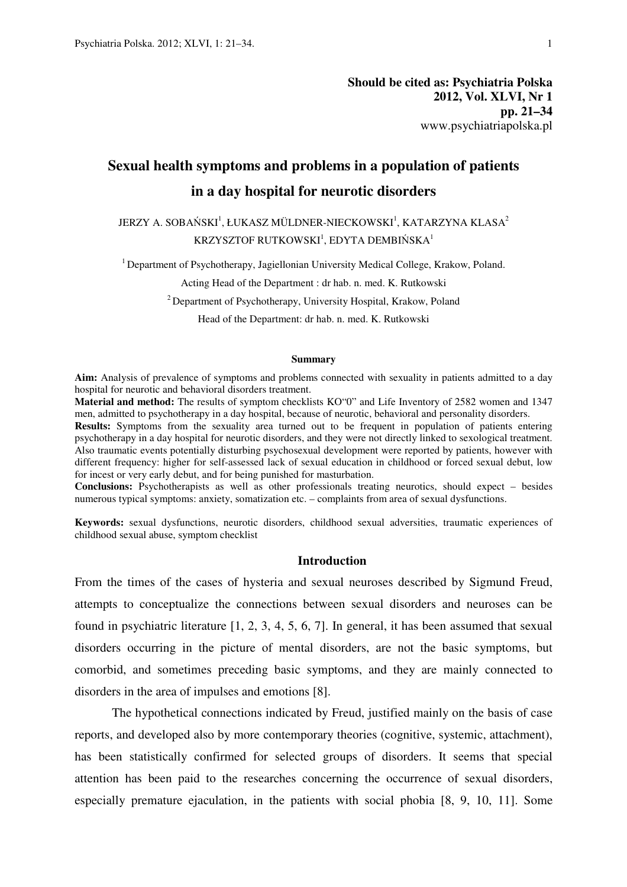**Should be cited as: Psychiatria Polska**
**2012, Vol. XLVI, Nr 1**
**pp. 21–34**
www.psychiatriapolska.pl

# Sexual health symptoms and problems in a population of patients in a day hospital for neurotic disorders

JERZY A. SOBAŃSKI[1], ŁUKASZ MÜLDNER-NIECKOWSKI[1], KATARZYNA KLASA[2]
KRZYSZTOF RUTKOWSKI[1], EDYTA DEMBIŃSKA[1]

[1] Department of Psychotherapy, Jagiellonian University Medical College, Krakow, Poland.
Acting Head of the Department : dr hab. n. med. K. Rutkowski

[2] Department of Psychotherapy, University Hospital, Krakow, Poland
Head of the Department: dr hab. n. med. K. Rutkowski

**Summary**

**Aim:** Analysis of prevalence of symptoms and problems connected with sexuality in patients admitted to a day hospital for neurotic and behavioral disorders treatment.

**Material and method:** The results of symptom checklists KO"0" and Life Inventory of 2582 women and 1347 men, admitted to psychotherapy in a day hospital, because of neurotic, behavioral and personality disorders.

**Results:** Symptoms from the sexuality area turned out to be frequent in population of patients entering psychotherapy in a day hospital for neurotic disorders, and they were not directly linked to sexological treatment. Also traumatic events potentially disturbing psychosexual development were reported by patients, however with different frequency: higher for self-assessed lack of sexual education in childhood or forced sexual debut, low for incest or very early debut, and for being punished for masturbation.

**Conclusions:** Psychotherapists as well as other professionals treating neurotics, should expect – besides numerous typical symptoms: anxiety, somatization etc. – complaints from area of sexual dysfunctions.

**Keywords:** sexual dysfunctions, neurotic disorders, childhood sexual adversities, traumatic experiences of childhood sexual abuse, symptom checklist

## Introduction

From the times of the cases of hysteria and sexual neuroses described by Sigmund Freud, attempts to conceptualize the connections between sexual disorders and neuroses can be found in psychiatric literature [1, 2, 3, 4, 5, 6, 7]. In general, it has been assumed that sexual disorders occurring in the picture of mental disorders, are not the basic symptoms, but comorbid, and sometimes preceding basic symptoms, and they are mainly connected to disorders in the area of impulses and emotions [8].

The hypothetical connections indicated by Freud, justified mainly on the basis of case reports, and developed also by more contemporary theories (cognitive, systemic, attachment), has been statistically confirmed for selected groups of disorders. It seems that special attention has been paid to the researches concerning the occurrence of sexual disorders, especially premature ejaculation, in the patients with social phobia [8, 9, 10, 11]. Some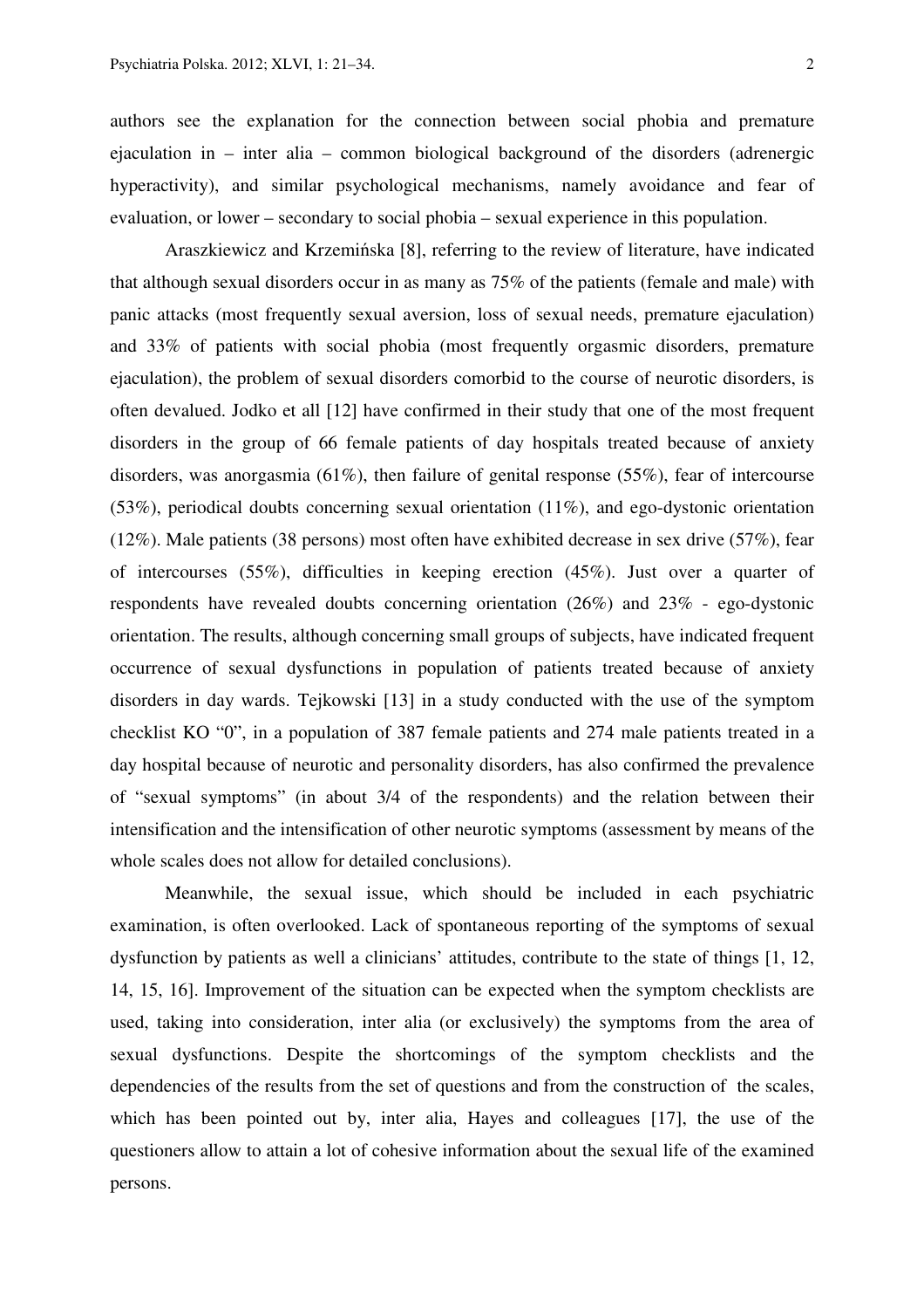authors see the explanation for the connection between social phobia and premature ejaculation in – inter alia – common biological background of the disorders (adrenergic hyperactivity), and similar psychological mechanisms, namely avoidance and fear of evaluation, or lower – secondary to social phobia – sexual experience in this population.

Araszkiewicz and Krzemińska [8], referring to the review of literature, have indicated that although sexual disorders occur in as many as 75% of the patients (female and male) with panic attacks (most frequently sexual aversion, loss of sexual needs, premature ejaculation) and 33% of patients with social phobia (most frequently orgasmic disorders, premature ejaculation), the problem of sexual disorders comorbid to the course of neurotic disorders, is often devalued. Jodko et all [12] have confirmed in their study that one of the most frequent disorders in the group of 66 female patients of day hospitals treated because of anxiety disorders, was anorgasmia (61%), then failure of genital response (55%), fear of intercourse (53%), periodical doubts concerning sexual orientation (11%), and ego-dystonic orientation (12%). Male patients (38 persons) most often have exhibited decrease in sex drive (57%), fear of intercourses (55%), difficulties in keeping erection (45%). Just over a quarter of respondents have revealed doubts concerning orientation (26%) and 23% - ego-dystonic orientation. The results, although concerning small groups of subjects, have indicated frequent occurrence of sexual dysfunctions in population of patients treated because of anxiety disorders in day wards. Tejkowski [13] in a study conducted with the use of the symptom checklist KO "0", in a population of 387 female patients and 274 male patients treated in a day hospital because of neurotic and personality disorders, has also confirmed the prevalence of "sexual symptoms" (in about 3/4 of the respondents) and the relation between their intensification and the intensification of other neurotic symptoms (assessment by means of the whole scales does not allow for detailed conclusions).

Meanwhile, the sexual issue, which should be included in each psychiatric examination, is often overlooked. Lack of spontaneous reporting of the symptoms of sexual dysfunction by patients as well a clinicians' attitudes, contribute to the state of things [1, 12, 14, 15, 16]. Improvement of the situation can be expected when the symptom checklists are used, taking into consideration, inter alia (or exclusively) the symptoms from the area of sexual dysfunctions. Despite the shortcomings of the symptom checklists and the dependencies of the results from the set of questions and from the construction of the scales, which has been pointed out by, inter alia, Hayes and colleagues [17], the use of the questioners allow to attain a lot of cohesive information about the sexual life of the examined persons.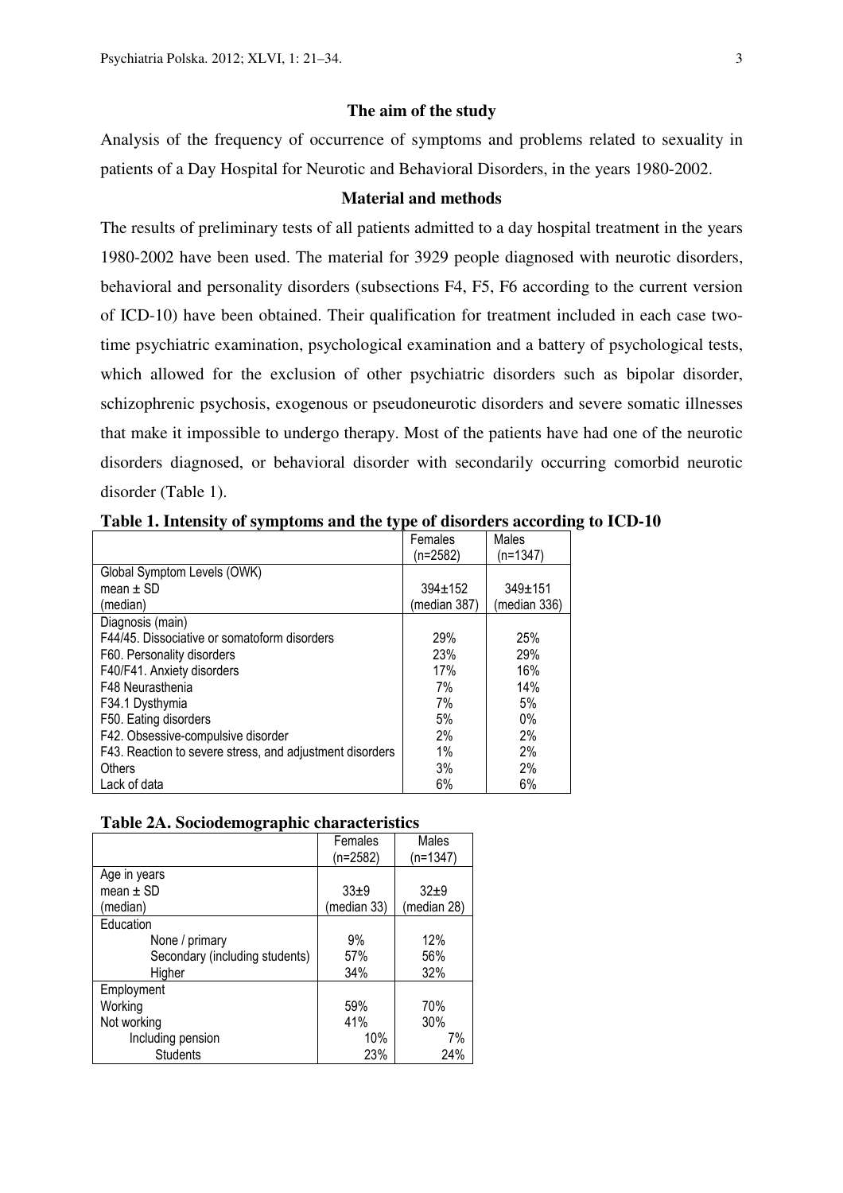## The aim of the study

Analysis of the frequency of occurrence of symptoms and problems related to sexuality in patients of a Day Hospital for Neurotic and Behavioral Disorders, in the years 1980-2002.

## Material and methods

The results of preliminary tests of all patients admitted to a day hospital treatment in the years 1980-2002 have been used. The material for 3929 people diagnosed with neurotic disorders, behavioral and personality disorders (subsections F4, F5, F6 according to the current version of ICD-10) have been obtained. Their qualification for treatment included in each case two-time psychiatric examination, psychological examination and a battery of psychological tests, which allowed for the exclusion of other psychiatric disorders such as bipolar disorder, schizophrenic psychosis, exogenous or pseudoneurotic disorders and severe somatic illnesses that make it impossible to undergo therapy. Most of the patients have had one of the neurotic disorders diagnosed, or behavioral disorder with secondarily occurring comorbid neurotic disorder (Table 1).

**Table 1. Intensity of symptoms and the type of disorders according to ICD-10**

| | Females (n=2582) | Males (n=1347) |
|---|---|---|
| Global Symptom Levels (OWK) | | |
| mean ± SD | 394±152 | 349±151 |
| (median) | (median 387) | (median 336) |
| Diagnosis (main) | | |
| F44/45. Dissociative or somatoform disorders | 29% | 25% |
| F60. Personality disorders | 23% | 29% |
| F40/F41. Anxiety disorders | 17% | 16% |
| F48 Neurasthenia | 7% | 14% |
| F34.1 Dysthymia | 7% | 5% |
| F50. Eating disorders | 5% | 0% |
| F42. Obsessive-compulsive disorder | 2% | 2% |
| F43. Reaction to severe stress, and adjustment disorders | 1% | 2% |
| Others | 3% | 2% |
| Lack of data | 6% | 6% |

**Table 2A. Sociodemographic characteristics**

| | Females (n=2582) | Males (n=1347) |
|---|---|---|
| Age in years | | |
| mean ± SD | 33±9 | 32±9 |
| (median) | (median 33) | (median 28) |
| Education | | |
| None / primary | 9% | 12% |
| Secondary (including students) | 57% | 56% |
| Higher | 34% | 32% |
| Employment | | |
| Working | 59% | 70% |
| Not working | 41% | 30% |
| Including pension | 10% | 7% |
| Students | 23% | 24% |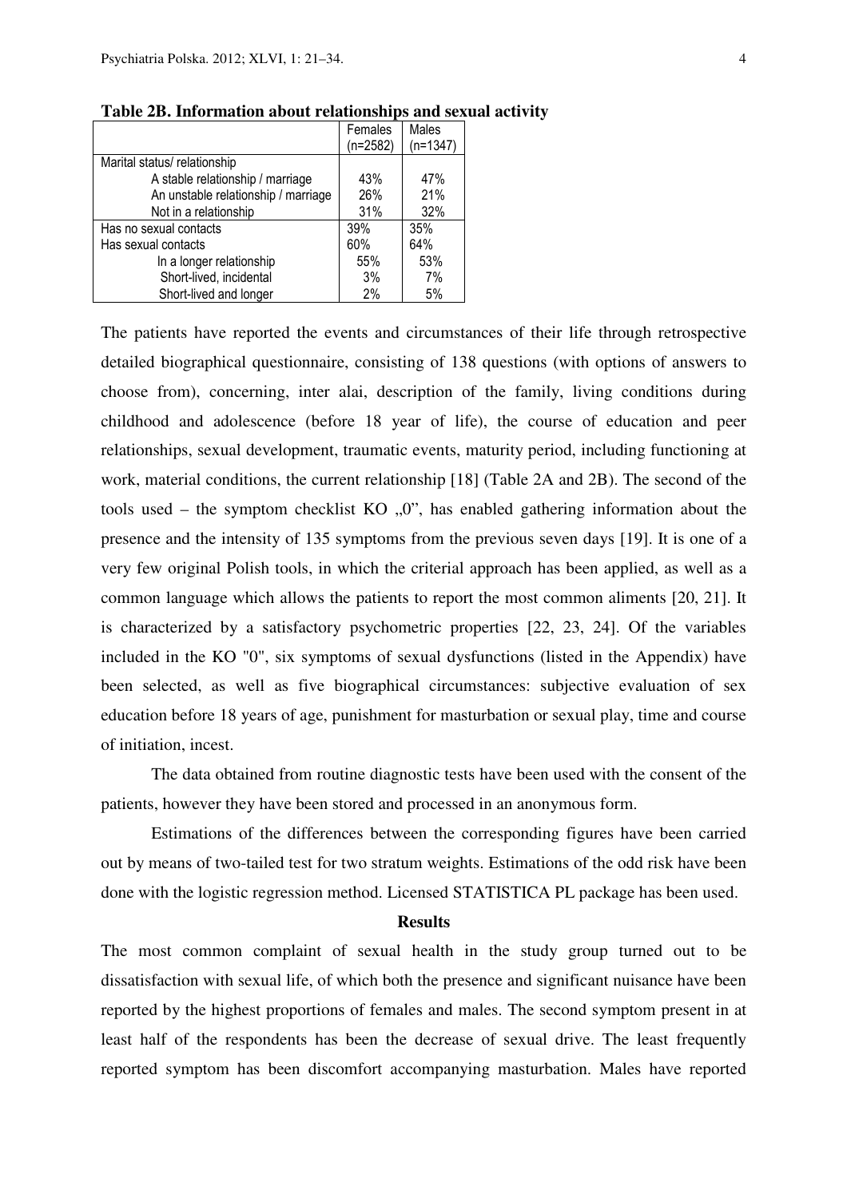**Table 2B. Information about relationships and sexual activity**

| | Females (n=2582) | Males (n=1347) |
|---|---|---|
| Marital status/ relationship | | |
| A stable relationship / marriage | 43% | 47% |
| An unstable relationship / marriage | 26% | 21% |
| Not in a relationship | 31% | 32% |
| Has no sexual contacts | 39% | 35% |
| Has sexual contacts | 60% | 64% |
| In a longer relationship | 55% | 53% |
| Short-lived, incidental | 3% | 7% |
| Short-lived and longer | 2% | 5% |

The patients have reported the events and circumstances of their life through retrospective detailed biographical questionnaire, consisting of 138 questions (with options of answers to choose from), concerning, inter alai, description of the family, living conditions during childhood and adolescence (before 18 year of life), the course of education and peer relationships, sexual development, traumatic events, maturity period, including functioning at work, material conditions, the current relationship [18] (Table 2A and 2B). The second of the tools used – the symptom checklist KO „0", has enabled gathering information about the presence and the intensity of 135 symptoms from the previous seven days [19]. It is one of a very few original Polish tools, in which the criterial approach has been applied, as well as a common language which allows the patients to report the most common aliments [20, 21]. It is characterized by a satisfactory psychometric properties [22, 23, 24]. Of the variables included in the KO "0", six symptoms of sexual dysfunctions (listed in the Appendix) have been selected, as well as five biographical circumstances: subjective evaluation of sex education before 18 years of age, punishment for masturbation or sexual play, time and course of initiation, incest.

The data obtained from routine diagnostic tests have been used with the consent of the patients, however they have been stored and processed in an anonymous form.

Estimations of the differences between the corresponding figures have been carried out by means of two-tailed test for two stratum weights. Estimations of the odd risk have been done with the logistic regression method. Licensed STATISTICA PL package has been used.

## Results

The most common complaint of sexual health in the study group turned out to be dissatisfaction with sexual life, of which both the presence and significant nuisance have been reported by the highest proportions of females and males. The second symptom present in at least half of the respondents has been the decrease of sexual drive. The least frequently reported symptom has been discomfort accompanying masturbation. Males have reported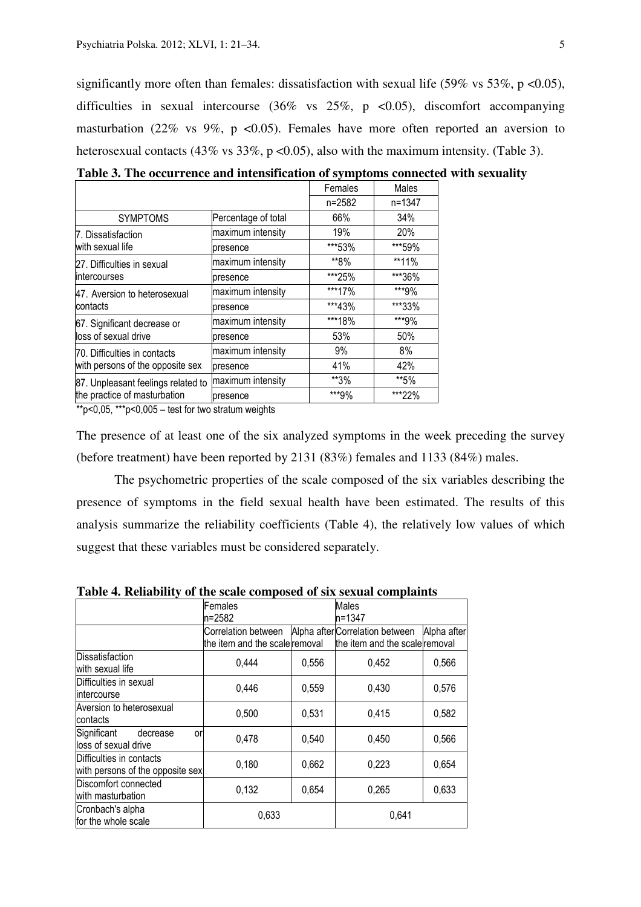significantly more often than females: dissatisfaction with sexual life (59% vs 53%, $p < 0.05$), difficulties in sexual intercourse (36% vs 25%, $p < 0.05$), discomfort accompanying masturbation (22% vs 9%, $p < 0.05$). Females have more often reported an aversion to heterosexual contacts (43% vs 33%, $p < 0.05$), also with the maximum intensity. (Table 3).

**Table 3. The occurrence and intensification of symptoms connected with sexuality**

| | | Females | Males |
|---|---|---|---|
| | | n=2582 | n=1347 |
| SYMPTOMS | Percentage of total | 66% | 34% |
| 7. Dissatisfaction with sexual life | maximum intensity | 19% | 20% |
| | presence | ***53% | ***59% |
| 27. Difficulties in sexual intercourses | maximum intensity | **8% | **11% |
| | presence | ***25% | ***36% |
| 47. Aversion to heterosexual contacts | maximum intensity | ***17% | ***9% |
| | presence | ***43% | ***33% |
| 67. Significant decrease or loss of sexual drive | maximum intensity | ***18% | ***9% |
| | presence | 53% | 50% |
| 70. Difficulties in contacts with persons of the opposite sex | maximum intensity | 9% | 8% |
| | presence | 41% | 42% |
| 87. Unpleasant feelings related to the practice of masturbation | maximum intensity | **3% | **5% |
| | presence | ***9% | ***22% |

**p<0,05, ***p<0,005 – test for two stratum weights

The presence of at least one of the six analyzed symptoms in the week preceding the survey (before treatment) have been reported by 2131 (83%) females and 1133 (84%) males.

The psychometric properties of the scale composed of the six variables describing the presence of symptoms in the field sexual health have been estimated. The results of this analysis summarize the reliability coefficients (Table 4), the relatively low values of which suggest that these variables must be considered separately.

**Table 4. Reliability of the scale composed of six sexual complaints**

| | Females n=2582 | | Males n=1347 | |
|---|---|---|---|---|
| | Correlation between the item and the scale | Alpha after removal | Correlation between the item and the scale | Alpha after removal |
| Dissatisfaction with sexual life | 0,444 | 0,556 | 0,452 | 0,566 |
| Difficulties in sexual intercourse | 0,446 | 0,559 | 0,430 | 0,576 |
| Aversion to heterosexual contacts | 0,500 | 0,531 | 0,415 | 0,582 |
| Significant decrease or loss of sexual drive | 0,478 | 0,540 | 0,450 | 0,566 |
| Difficulties in contacts with persons of the opposite sex | 0,180 | 0,662 | 0,223 | 0,654 |
| Discomfort connected with masturbation | 0,132 | 0,654 | 0,265 | 0,633 |
| Cronbach's alpha for the whole scale | 0,633 | | 0,641 | |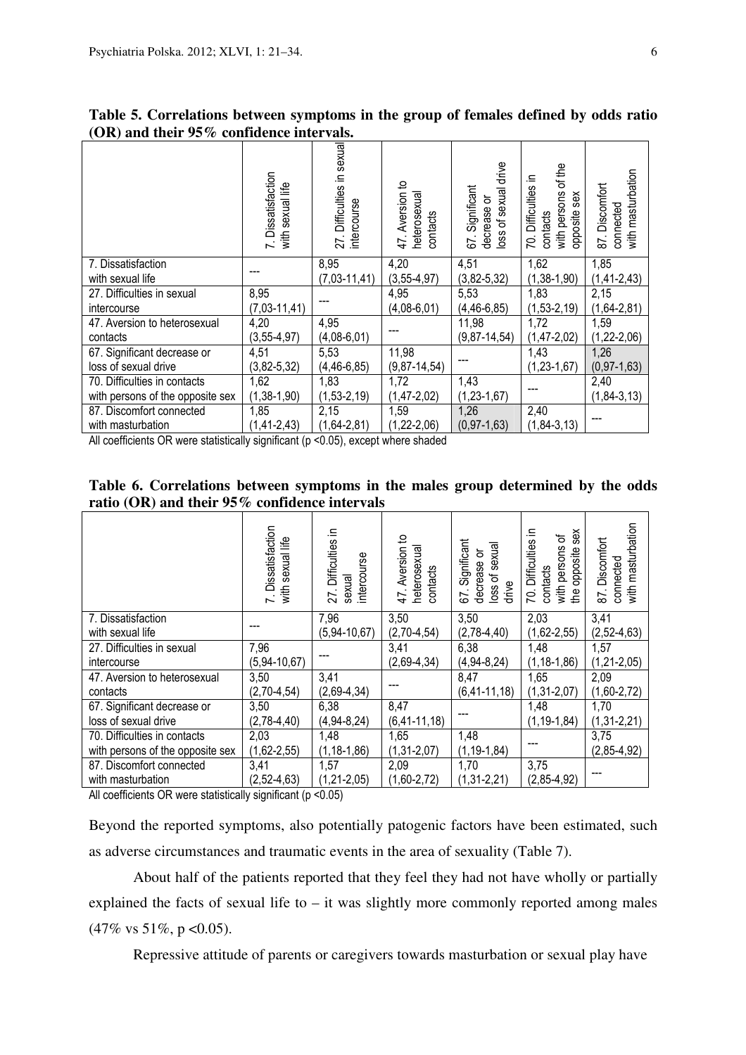**Table 5. Correlations between symptoms in the group of females defined by odds ratio (OR) and their 95% confidence intervals.**

| | 7. Dissatisfaction with sexual life | 27. Difficulties in sexual intercourse | 47. Aversion to heterosexual contacts | 67. Significant decrease or loss of sexual drive | 70. Difficulties in contacts with persons of the opposite sex | 87. Discomfort connected with masturbation |
|---|---|---|---|---|---|---|
| 7. Dissatisfaction with sexual life | --- | 8,95 (7,03-11,41) | 4,20 (3,55-4,97) | 4,51 (3,82-5,32) | 1,62 (1,38-1,90) | 1,85 (1,41-2,43) |
| 27. Difficulties in sexual intercourse | 8,95 (7,03-11,41) | --- | 4,95 (4,08-6,01) | 5,53 (4,46-6,85) | 1,83 (1,53-2,19) | 2,15 (1,64-2,81) |
| 47. Aversion to heterosexual contacts | 4,20 (3,55-4,97) | 4,95 (4,08-6,01) | --- | 11,98 (9,87-14,54) | 1,72 (1,47-2,02) | 1,59 (1,22-2,06) |
| 67. Significant decrease or loss of sexual drive | 4,51 (3,82-5,32) | 5,53 (4,46-6,85) | 11,98 (9,87-14,54) | --- | 1,43 (1,23-1,67) | 1,26 (0,97-1,63) |
| 70. Difficulties in contacts with persons of the opposite sex | 1,62 (1,38-1,90) | 1,83 (1,53-2,19) | 1,72 (1,47-2,02) | 1,43 (1,23-1,67) | --- | 2,40 (1,84-3,13) |
| 87. Discomfort connected with masturbation | 1,85 (1,41-2,43) | 2,15 (1,64-2,81) | 1,59 (1,22-2,06) | 1,26 (0,97-1,63) | 2,40 (1,84-3,13) | --- |

All coefficients OR were statistically significant ($p < 0.05$), except where shaded

**Table 6. Correlations between symptoms in the males group determined by the odds ratio (OR) and their 95% confidence intervals**

| | 7. Dissatisfaction with sexual life | 27. Difficulties in sexual intercourse | 47. Aversion to heterosexual contacts | 67. Significant decrease or loss of sexual drive | 70. Difficulties in contacts with persons of the opposite sex | 87. Discomfort connected with masturbation |
|---|---|---|---|---|---|---|
| 7. Dissatisfaction with sexual life | --- | 7,96 (5,94-10,67) | 3,50 (2,70-4,54) | 3,50 (2,78-4,40) | 2,03 (1,62-2,55) | 3,41 (2,52-4,63) |
| 27. Difficulties in sexual intercourse | 7,96 (5,94-10,67) | --- | 3,41 (2,69-4,34) | 6,38 (4,94-8,24) | 1,48 (1,18-1,86) | 1,57 (1,21-2,05) |
| 47. Aversion to heterosexual contacts | 3,50 (2,70-4,54) | 3,41 (2,69-4,34) | --- | 8,47 (6,41-11,18) | 1,65 (1,31-2,07) | 2,09 (1,60-2,72) |
| 67. Significant decrease or loss of sexual drive | 3,50 (2,78-4,40) | 6,38 (4,94-8,24) | 8,47 (6,41-11,18) | --- | 1,48 (1,19-1,84) | 1,70 (1,31-2,21) |
| 70. Difficulties in contacts with persons of the opposite sex | 2,03 (1,62-2,55) | 1,48 (1,18-1,86) | 1,65 (1,31-2,07) | 1,48 (1,19-1,84) | --- | 3,75 (2,85-4,92) |
| 87. Discomfort connected with masturbation | 3,41 (2,52-4,63) | 1,57 (1,21-2,05) | 2,09 (1,60-2,72) | 1,70 (1,31-2,21) | 3,75 (2,85-4,92) | --- |

All coefficients OR were statistically significant ($p < 0.05$)

Beyond the reported symptoms, also potentially patogenic factors have been estimated, such as adverse circumstances and traumatic events in the area of sexuality (Table 7).

About half of the patients reported that they feel they had not have wholly or partially explained the facts of sexual life to – it was slightly more commonly reported among males (47% vs 51%, $p < 0.05$).

Repressive attitude of parents or caregivers towards masturbation or sexual play have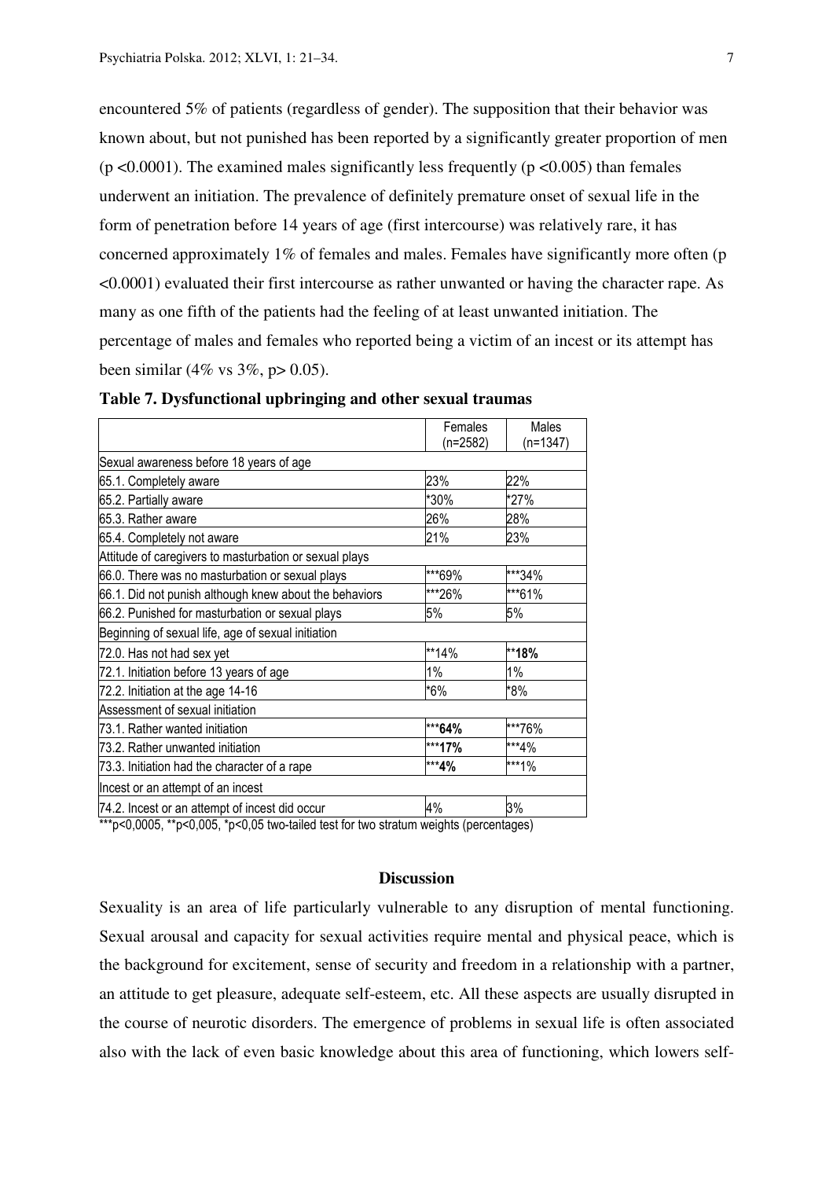encountered 5% of patients (regardless of gender). The supposition that their behavior was known about, but not punished has been reported by a significantly greater proportion of men ($p < 0.0001$). The examined males significantly less frequently ($p < 0.005$) than females underwent an initiation. The prevalence of definitely premature onset of sexual life in the form of penetration before 14 years of age (first intercourse) was relatively rare, it has concerned approximately 1% of females and males. Females have significantly more often ($p < 0.0001$) evaluated their first intercourse as rather unwanted or having the character rape. As many as one fifth of the patients had the feeling of at least unwanted initiation. The percentage of males and females who reported being a victim of an incest or its attempt has been similar (4% vs 3%, $p > 0.05$).

**Table 7. Dysfunctional upbringing and other sexual traumas**

| | Females (n=2582) | Males (n=1347) |
|---|---|---|
| Sexual awareness before 18 years of age | | |
| 65.1. Completely aware | 23% | 22% |
| 65.2. Partially aware | *30% | *27% |
| 65.3. Rather aware | 26% | 28% |
| 65.4. Completely not aware | 21% | 23% |
| Attitude of caregivers to masturbation or sexual plays | | |
| 66.0. There was no masturbation or sexual plays | ***69% | ***34% |
| 66.1. Did not punish although knew about the behaviors | ***26% | ***61% |
| 66.2. Punished for masturbation or sexual plays | 5% | 5% |
| Beginning of sexual life, age of sexual initiation | | |
| 72.0. Has not had sex yet | **14% | ****18%** |
| 72.1. Initiation before 13 years of age | 1% | 1% |
| 72.2. Initiation at the age 14-16 | *6% | *8% |
| Assessment of sexual initiation | | |
| 73.1. Rather wanted initiation | *****64%** | ***76% |
| 73.2. Rather unwanted initiation | *****17%** | ***4% |
| 73.3. Initiation had the character of a rape | *****4%** | ***1% |
| Incest or an attempt of an incest | | |
| 74.2. Incest or an attempt of incest did occur | 4% | 3% |

***p<0,0005, **p<0,005, *p<0,05 two-tailed test for two stratum weights (percentages)

## Discussion

Sexuality is an area of life particularly vulnerable to any disruption of mental functioning. Sexual arousal and capacity for sexual activities require mental and physical peace, which is the background for excitement, sense of security and freedom in a relationship with a partner, an attitude to get pleasure, adequate self-esteem, etc. All these aspects are usually disrupted in the course of neurotic disorders. The emergence of problems in sexual life is often associated also with the lack of even basic knowledge about this area of functioning, which lowers self-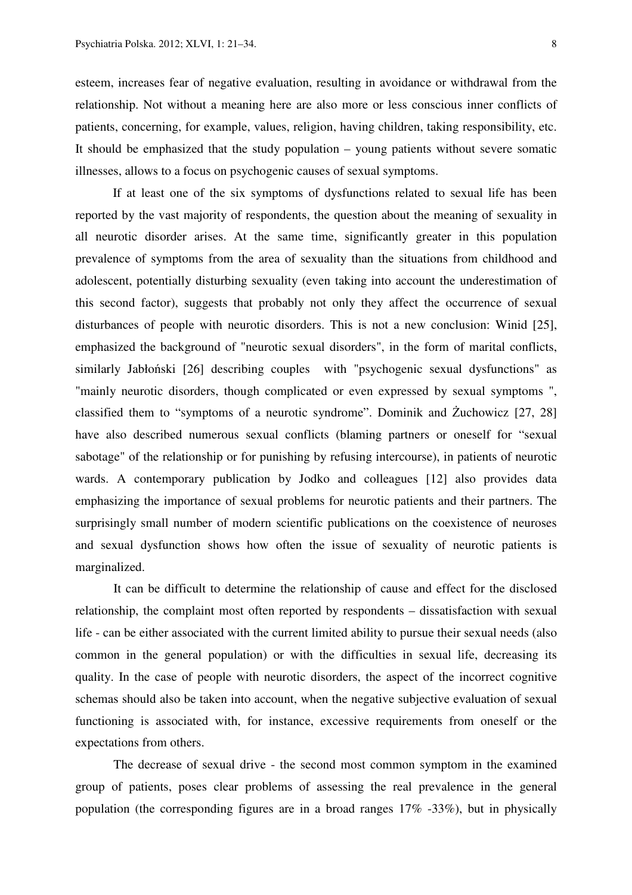esteem, increases fear of negative evaluation, resulting in avoidance or withdrawal from the relationship. Not without a meaning here are also more or less conscious inner conflicts of patients, concerning, for example, values, religion, having children, taking responsibility, etc. It should be emphasized that the study population – young patients without severe somatic illnesses, allows to a focus on psychogenic causes of sexual symptoms.

If at least one of the six symptoms of dysfunctions related to sexual life has been reported by the vast majority of respondents, the question about the meaning of sexuality in all neurotic disorder arises. At the same time, significantly greater in this population prevalence of symptoms from the area of sexuality than the situations from childhood and adolescent, potentially disturbing sexuality (even taking into account the underestimation of this second factor), suggests that probably not only they affect the occurrence of sexual disturbances of people with neurotic disorders. This is not a new conclusion: Winid [25], emphasized the background of "neurotic sexual disorders", in the form of marital conflicts, similarly Jabłoński [26] describing couples with "psychogenic sexual dysfunctions" as "mainly neurotic disorders, though complicated or even expressed by sexual symptoms ", classified them to "symptoms of a neurotic syndrome". Dominik and Żuchowicz [27, 28] have also described numerous sexual conflicts (blaming partners or oneself for "sexual sabotage" of the relationship or for punishing by refusing intercourse), in patients of neurotic wards. A contemporary publication by Jodko and colleagues [12] also provides data emphasizing the importance of sexual problems for neurotic patients and their partners. The surprisingly small number of modern scientific publications on the coexistence of neuroses and sexual dysfunction shows how often the issue of sexuality of neurotic patients is marginalized.

It can be difficult to determine the relationship of cause and effect for the disclosed relationship, the complaint most often reported by respondents – dissatisfaction with sexual life - can be either associated with the current limited ability to pursue their sexual needs (also common in the general population) or with the difficulties in sexual life, decreasing its quality. In the case of people with neurotic disorders, the aspect of the incorrect cognitive schemas should also be taken into account, when the negative subjective evaluation of sexual functioning is associated with, for instance, excessive requirements from oneself or the expectations from others.

The decrease of sexual drive - the second most common symptom in the examined group of patients, poses clear problems of assessing the real prevalence in the general population (the corresponding figures are in a broad ranges 17% -33%), but in physically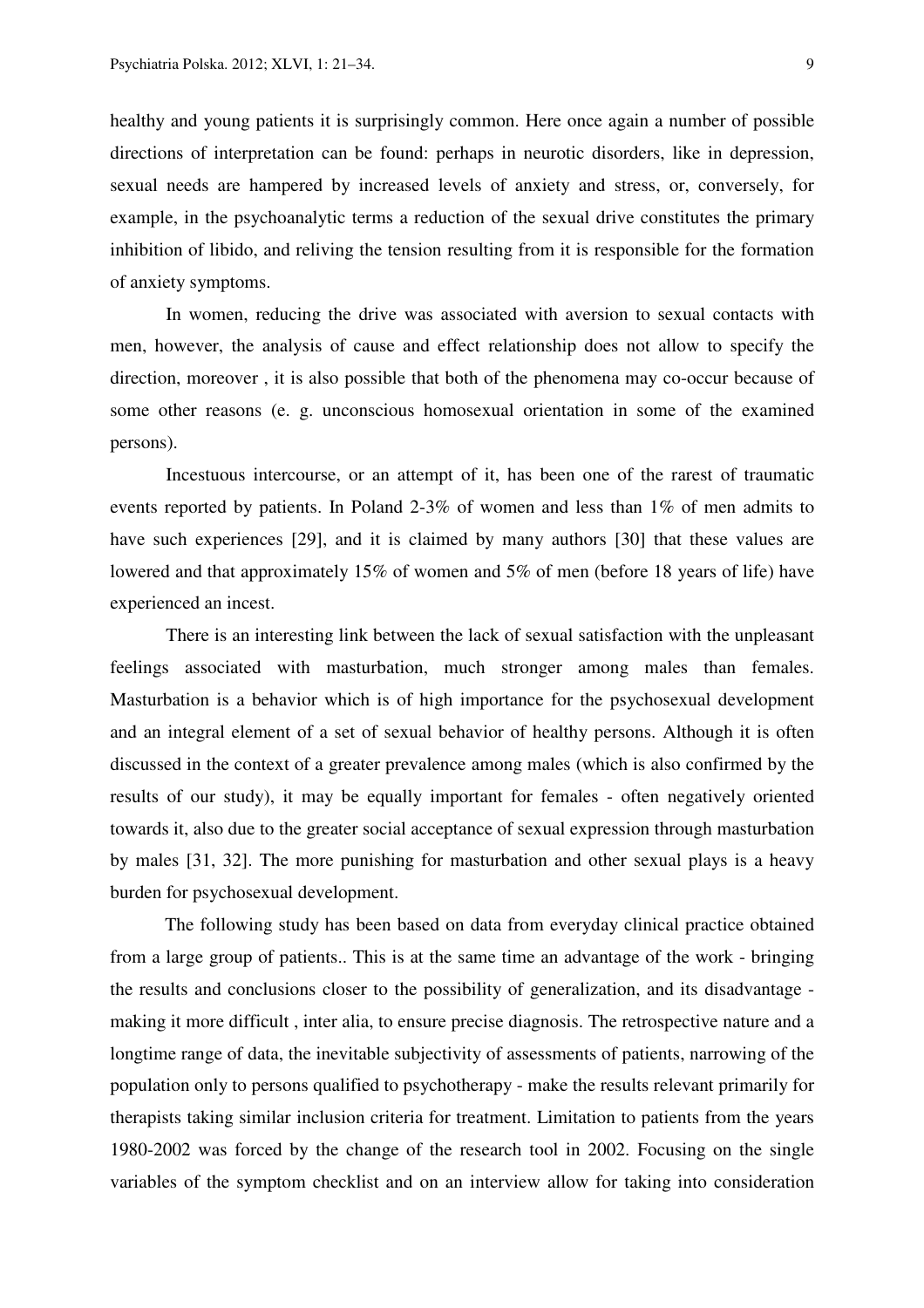healthy and young patients it is surprisingly common. Here once again a number of possible directions of interpretation can be found: perhaps in neurotic disorders, like in depression, sexual needs are hampered by increased levels of anxiety and stress, or, conversely, for example, in the psychoanalytic terms a reduction of the sexual drive constitutes the primary inhibition of libido, and reliving the tension resulting from it is responsible for the formation of anxiety symptoms.

In women, reducing the drive was associated with aversion to sexual contacts with men, however, the analysis of cause and effect relationship does not allow to specify the direction, moreover , it is also possible that both of the phenomena may co-occur because of some other reasons (e. g. unconscious homosexual orientation in some of the examined persons).

Incestuous intercourse, or an attempt of it, has been one of the rarest of traumatic events reported by patients. In Poland 2-3% of women and less than 1% of men admits to have such experiences [29], and it is claimed by many authors [30] that these values are lowered and that approximately 15% of women and 5% of men (before 18 years of life) have experienced an incest.

There is an interesting link between the lack of sexual satisfaction with the unpleasant feelings associated with masturbation, much stronger among males than females. Masturbation is a behavior which is of high importance for the psychosexual development and an integral element of a set of sexual behavior of healthy persons. Although it is often discussed in the context of a greater prevalence among males (which is also confirmed by the results of our study), it may be equally important for females - often negatively oriented towards it, also due to the greater social acceptance of sexual expression through masturbation by males [31, 32]. The more punishing for masturbation and other sexual plays is a heavy burden for psychosexual development.

The following study has been based on data from everyday clinical practice obtained from a large group of patients.. This is at the same time an advantage of the work - bringing the results and conclusions closer to the possibility of generalization, and its disadvantage - making it more difficult , inter alia, to ensure precise diagnosis. The retrospective nature and a longtime range of data, the inevitable subjectivity of assessments of patients, narrowing of the population only to persons qualified to psychotherapy - make the results relevant primarily for therapists taking similar inclusion criteria for treatment. Limitation to patients from the years 1980-2002 was forced by the change of the research tool in 2002. Focusing on the single variables of the symptom checklist and on an interview allow for taking into consideration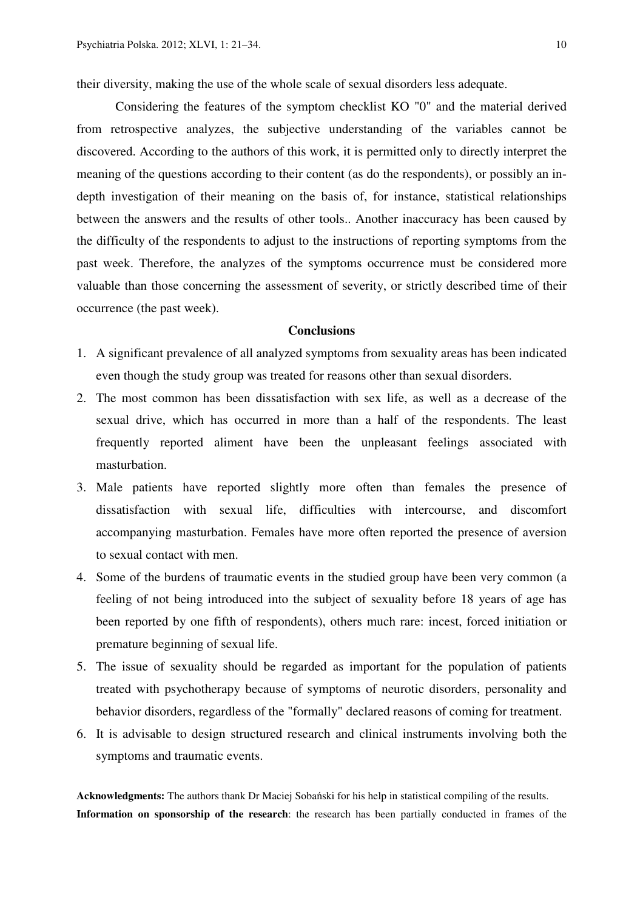their diversity, making the use of the whole scale of sexual disorders less adequate.

Considering the features of the symptom checklist KO "0" and the material derived from retrospective analyzes, the subjective understanding of the variables cannot be discovered. According to the authors of this work, it is permitted only to directly interpret the meaning of the questions according to their content (as do the respondents), or possibly an in-depth investigation of their meaning on the basis of, for instance, statistical relationships between the answers and the results of other tools.. Another inaccuracy has been caused by the difficulty of the respondents to adjust to the instructions of reporting symptoms from the past week. Therefore, the analyzes of the symptoms occurrence must be considered more valuable than those concerning the assessment of severity, or strictly described time of their occurrence (the past week).

## Conclusions

1. A significant prevalence of all analyzed symptoms from sexuality areas has been indicated even though the study group was treated for reasons other than sexual disorders.
2. The most common has been dissatisfaction with sex life, as well as a decrease of the sexual drive, which has occurred in more than a half of the respondents. The least frequently reported aliment have been the unpleasant feelings associated with masturbation.
3. Male patients have reported slightly more often than females the presence of dissatisfaction with sexual life, difficulties with intercourse, and discomfort accompanying masturbation. Females have more often reported the presence of aversion to sexual contact with men.
4. Some of the burdens of traumatic events in the studied group have been very common (a feeling of not being introduced into the subject of sexuality before 18 years of age has been reported by one fifth of respondents), others much rare: incest, forced initiation or premature beginning of sexual life.
5. The issue of sexuality should be regarded as important for the population of patients treated with psychotherapy because of symptoms of neurotic disorders, personality and behavior disorders, regardless of the "formally" declared reasons of coming for treatment.
6. It is advisable to design structured research and clinical instruments involving both the symptoms and traumatic events.

**Acknowledgments:** The authors thank Dr Maciej Sobański for his help in statistical compiling of the results.
**Information on sponsorship of the research**: the research has been partially conducted in frames of the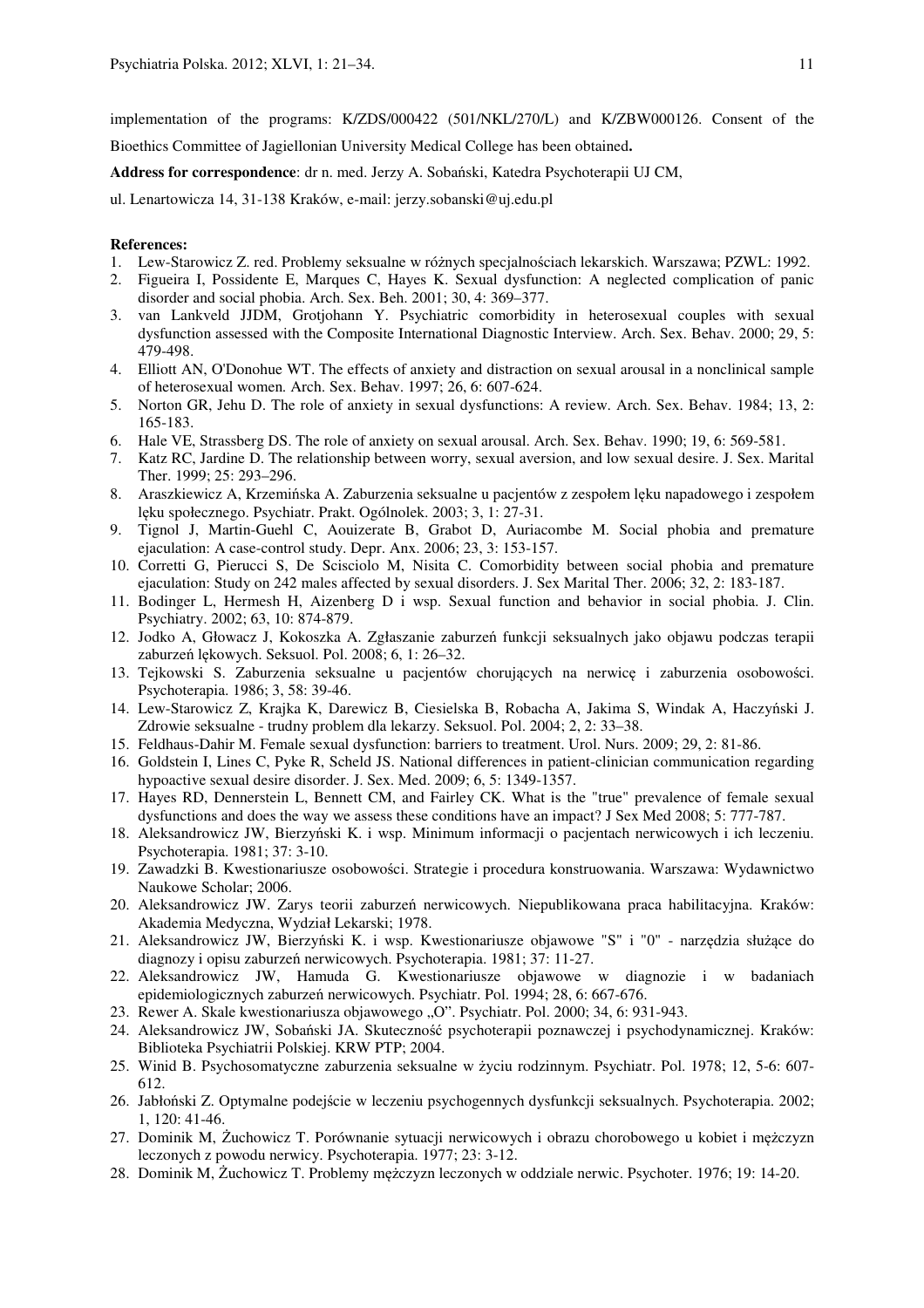implementation of the programs: K/ZDS/000422 (501/NKL/270/L) and K/ZBW000126. Consent of the Bioethics Committee of Jagiellonian University Medical College has been obtained**.**

**Address for correspondence**: dr n. med. Jerzy A. Sobański, Katedra Psychoterapii UJ CM, ul. Lenartowicza 14, 31-138 Kraków, e-mail: jerzy.sobanski@uj.edu.pl

**References:**

1. Lew-Starowicz Z. red. Problemy seksualne w różnych specjalnościach lekarskich. Warszawa; PZWL: 1992.
2. Figueira I, Possidente E, Marques C, Hayes K. Sexual dysfunction: A neglected complication of panic disorder and social phobia. Arch. Sex. Beh. 2001; 30, 4: 369–377.
3. van Lankveld JJDM, Grotjohann Y. Psychiatric comorbidity in heterosexual couples with sexual dysfunction assessed with the Composite International Diagnostic Interview. Arch. Sex. Behav. 2000; 29, 5: 479-498.
4. Elliott AN, O'Donohue WT. The effects of anxiety and distraction on sexual arousal in a nonclinical sample of heterosexual women. Arch. Sex. Behav. 1997; 26, 6: 607-624.
5. Norton GR, Jehu D. The role of anxiety in sexual dysfunctions: A review. Arch. Sex. Behav. 1984; 13, 2: 165-183.
6. Hale VE, Strassberg DS. The role of anxiety on sexual arousal. Arch. Sex. Behav. 1990; 19, 6: 569-581.
7. Katz RC, Jardine D. The relationship between worry, sexual aversion, and low sexual desire. J. Sex. Marital Ther. 1999; 25: 293–296.
8. Araszkiewicz A, Krzemińska A. Zaburzenia seksualne u pacjentów z zespołem lęku napadowego i zespołem lęku społecznego. Psychiatr. Prakt. Ogólnolek. 2003; 3, 1: 27-31.
9. Tignol J, Martin-Guehl C, Aouizerate B, Grabot D, Auriacombe M. Social phobia and premature ejaculation: A case-control study. Depr. Anx. 2006; 23, 3: 153-157.
10. Corretti G, Pierucci S, De Scisciolo M, Nisita C. Comorbidity between social phobia and premature ejaculation: Study on 242 males affected by sexual disorders. J. Sex Marital Ther. 2006; 32, 2: 183-187.
11. Bodinger L, Hermesh H, Aizenberg D i wsp. Sexual function and behavior in social phobia. J. Clin. Psychiatry. 2002; 63, 10: 874-879.
12. Jodko A, Głowacz J, Kokoszka A. Zgłaszanie zaburzeń funkcji seksualnych jako objawu podczas terapii zaburzeń lękowych. Seksuol. Pol. 2008; 6, 1: 26–32.
13. Tejkowski S. Zaburzenia seksualne u pacjentów chorujących na nerwicę i zaburzenia osobowości. Psychoterapia. 1986; 3, 58: 39-46.
14. Lew-Starowicz Z, Krajka K, Darewicz B, Ciesielska B, Robacha A, Jakima S, Windak A, Haczyński J. Zdrowie seksualne - trudny problem dla lekarzy. Seksuol. Pol. 2004; 2, 2: 33–38.
15. Feldhaus-Dahir M. Female sexual dysfunction: barriers to treatment. Urol. Nurs. 2009; 29, 2: 81-86.
16. Goldstein I, Lines C, Pyke R, Scheld JS. National differences in patient-clinician communication regarding hypoactive sexual desire disorder. J. Sex. Med. 2009; 6, 5: 1349-1357.
17. Hayes RD, Dennerstein L, Bennett CM, and Fairley CK. What is the "true" prevalence of female sexual dysfunctions and does the way we assess these conditions have an impact? J Sex Med 2008; 5: 777-787.
18. Aleksandrowicz JW, Bierzyński K. i wsp. Minimum informacji o pacjentach nerwicowych i ich leczeniu. Psychoterapia. 1981; 37: 3-10.
19. Zawadzki B. Kwestionariusze osobowości. Strategie i procedura konstruowania. Warszawa: Wydawnictwo Naukowe Scholar; 2006.
20. Aleksandrowicz JW. Zarys teorii zaburzeń nerwicowych. Niepublikowana praca habilitacyjna. Kraków: Akademia Medyczna, Wydział Lekarski; 1978.
21. Aleksandrowicz JW, Bierzyński K. i wsp. Kwestionariusze objawowe "S" i "0" - narzędzia służące do diagnozy i opisu zaburzeń nerwicowych. Psychoterapia. 1981; 37: 11-27.
22. Aleksandrowicz JW, Hamuda G. Kwestionariusze objawowe w diagnozie i w badaniach epidemiologicznych zaburzeń nerwicowych. Psychiatr. Pol. 1994; 28, 6: 667-676.
23. Rewer A. Skale kwestionariusza objawowego „O". Psychiatr. Pol. 2000; 34, 6: 931-943.
24. Aleksandrowicz JW, Sobański JA. Skuteczność psychoterapii poznawczej i psychodynamicznej. Kraków: Biblioteka Psychiatrii Polskiej. KRW PTP; 2004.
25. Winid B. Psychosomatyczne zaburzenia seksualne w życiu rodzinnym. Psychiatr. Pol. 1978; 12, 5-6: 607-612.
26. Jabłoński Z. Optymalne podejście w leczeniu psychogennych dysfunkcji seksualnych. Psychoterapia. 2002; 1, 120: 41-46.
27. Dominik M, Żuchowicz T. Porównanie sytuacji nerwicowych i obrazu chorobowego u kobiet i mężczyzn leczonych z powodu nerwicy. Psychoterapia. 1977; 23: 3-12.
28. Dominik M, Żuchowicz T. Problemy mężczyzn leczonych w oddziale nerwic. Psychoter. 1976; 19: 14-20.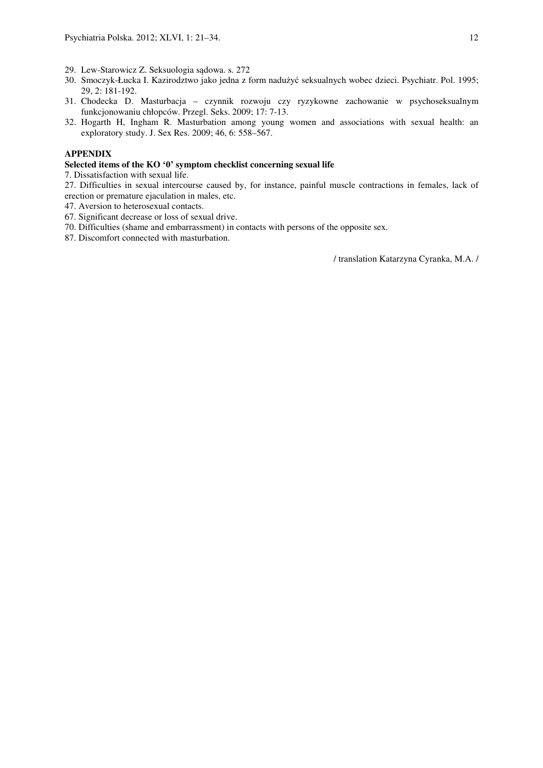29. Lew-Starowicz Z. Seksuologia sądowa. s. 272
30. Smoczyk-Łucka I. Kazirodztwo jako jedna z form nadużyć seksualnych wobec dzieci. Psychiatr. Pol. 1995; 29, 2: 181-192.
31. Chodecka D. Masturbacja – czynnik rozwoju czy ryzykowne zachowanie w psychoseksualnym funkcjonowaniu chłopców. Przegl. Seks. 2009; 17: 7-13.
32. Hogarth H, Ingham R. Masturbation among young women and associations with sexual health: an exploratory study. J. Sex Res. 2009; 46, 6: 558–567.

**APPENDIX**

**Selected items of the KO '0' symptom checklist concerning sexual life**

7. Dissatisfaction with sexual life.
27. Difficulties in sexual intercourse caused by, for instance, painful muscle contractions in females, lack of erection or premature ejaculation in males, etc.
47. Aversion to heterosexual contacts.
67. Significant decrease or loss of sexual drive.
70. Difficulties (shame and embarrassment) in contacts with persons of the opposite sex.
87. Discomfort connected with masturbation.

/ translation Katarzyna Cyranka, M.A. /